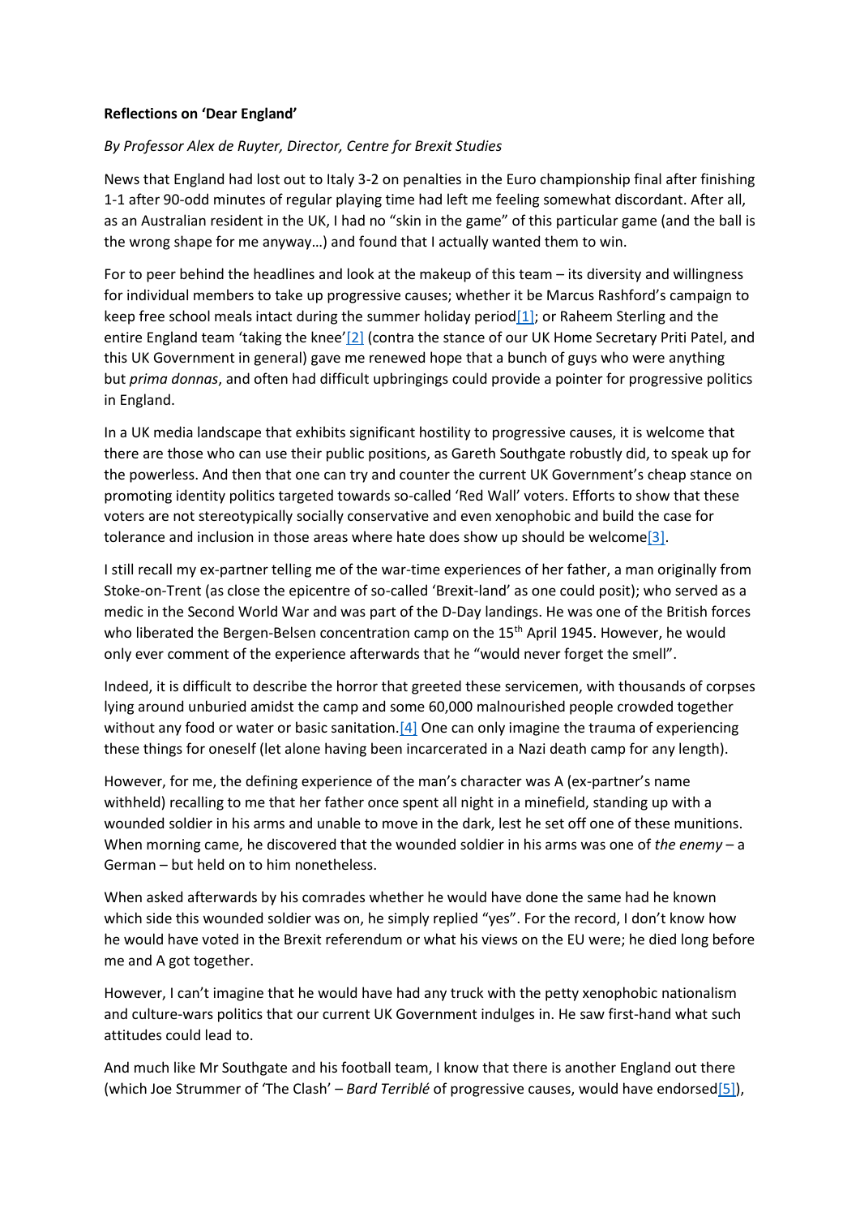**Reflections on 'Dear England'**

*By Professor Alex de Ruyter, Director, Centre for Brexit Studies*

News that England had lost out to Italy 3-2 on penalties in the Euro championship final after finishing 1-1 after 90-odd minutes of regular playing time had left me feeling somewhat discordant. After all, as an Australian resident in the UK, I had no "skin in the game" of this particular game (and the ball is the wrong shape for me anyway…) and found that I actually wanted them to win.

For to peer behind the headlines and look at the makeup of this team – its diversity and willingness for individual members to take up progressive causes; whether it be Marcus Rashford's campaign to keep free school meals intact during the summer holiday period[1]; or Raheem Sterling and the entire England team 'taking the knee'[2] (contra the stance of our UK Home Secretary Priti Patel, and this UK Government in general) gave me renewed hope that a bunch of guys who were anything but *prima donnas*, and often had difficult upbringings could provide a pointer for progressive politics in England.

In a UK media landscape that exhibits significant hostility to progressive causes, it is welcome that there are those who can use their public positions, as Gareth Southgate robustly did, to speak up for the powerless. And then that one can try and counter the current UK Government's cheap stance on promoting identity politics targeted towards so-called 'Red Wall' voters. Efforts to show that these voters are not stereotypically socially conservative and even xenophobic and build the case for tolerance and inclusion in those areas where hate does show up should be welcome[3].

I still recall my ex-partner telling me of the war-time experiences of her father, a man originally from Stoke-on-Trent (as close the epicentre of so-called 'Brexit-land' as one could posit); who served as a medic in the Second World War and was part of the D-Day landings. He was one of the British forces who liberated the Bergen-Belsen concentration camp on the 15th April 1945. However, he would only ever comment of the experience afterwards that he "would never forget the smell".

Indeed, it is difficult to describe the horror that greeted these servicemen, with thousands of corpses lying around unburied amidst the camp and some 60,000 malnourished people crowded together without any food or water or basic sanitation.[4] One can only imagine the trauma of experiencing these things for oneself (let alone having been incarcerated in a Nazi death camp for any length).

However, for me, the defining experience of the man's character was A (ex-partner's name withheld) recalling to me that her father once spent all night in a minefield, standing up with a wounded soldier in his arms and unable to move in the dark, lest he set off one of these munitions. When morning came, he discovered that the wounded soldier in his arms was one of *the enemy* – a German – but held on to him nonetheless.

When asked afterwards by his comrades whether he would have done the same had he known which side this wounded soldier was on, he simply replied "yes". For the record, I don't know how he would have voted in the Brexit referendum or what his views on the EU were; he died long before me and A got together.

However, I can't imagine that he would have had any truck with the petty xenophobic nationalism and culture-wars politics that our current UK Government indulges in. He saw first-hand what such attitudes could lead to.

And much like Mr Southgate and his football team, I know that there is another England out there (which Joe Strummer of 'The Clash' – *Bard Terriblé* of progressive causes, would have endorsed[5]),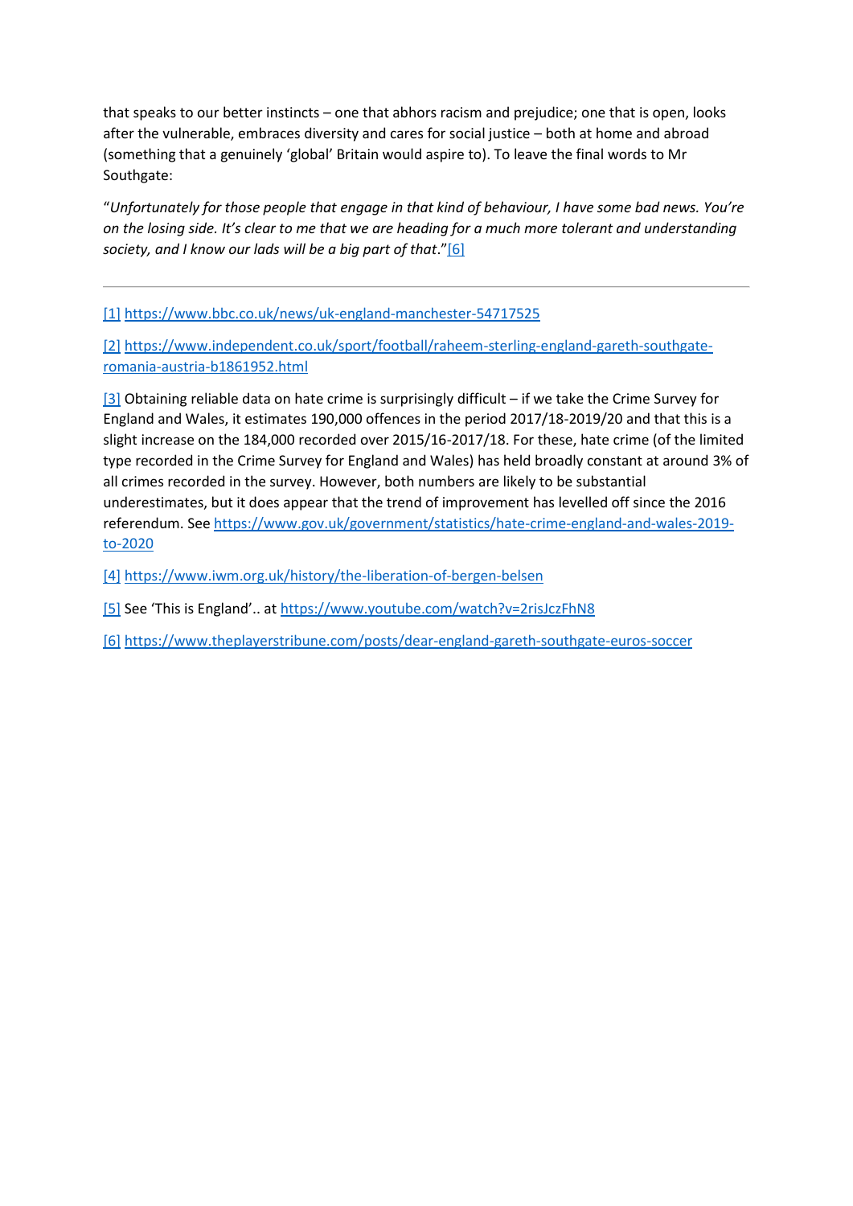that speaks to our better instincts – one that abhors racism and prejudice; one that is open, looks after the vulnerable, embraces diversity and cares for social justice – both at home and abroad (something that a genuinely 'global' Britain would aspire to). To leave the final words to Mr Southgate:

"*Unfortunately for those people that engage in that kind of behaviour, I have some bad news. You're on the losing side. It's clear to me that we are heading for a much more tolerant and understanding society, and I know our lads will be a big part of that*."[6]

---

[1] https://www.bbc.co.uk/news/uk-england-manchester-54717525

[2] https://www.independent.co.uk/sport/football/raheem-sterling-england-gareth-southgate-romania-austria-b1861952.html

[3] Obtaining reliable data on hate crime is surprisingly difficult – if we take the Crime Survey for England and Wales, it estimates 190,000 offences in the period 2017/18-2019/20 and that this is a slight increase on the 184,000 recorded over 2015/16-2017/18. For these, hate crime (of the limited type recorded in the Crime Survey for England and Wales) has held broadly constant at around 3% of all crimes recorded in the survey. However, both numbers are likely to be substantial underestimates, but it does appear that the trend of improvement has levelled off since the 2016 referendum. See https://www.gov.uk/government/statistics/hate-crime-england-and-wales-2019-to-2020

[4] https://www.iwm.org.uk/history/the-liberation-of-bergen-belsen

[5] See 'This is England'.. at https://www.youtube.com/watch?v=2risJczFhN8

[6] https://www.theplayerstribune.com/posts/dear-england-gareth-southgate-euros-soccer